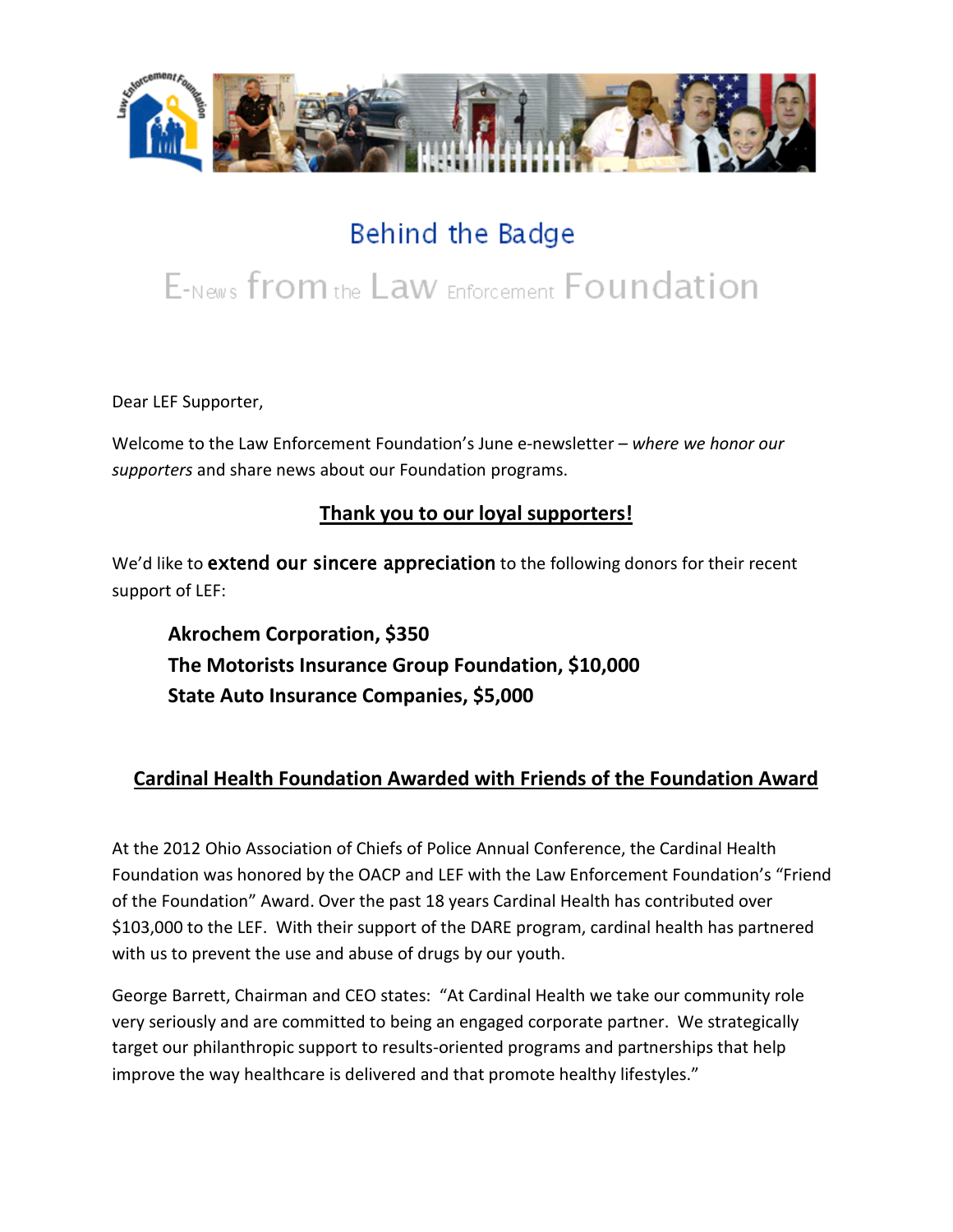# Behind the Badge

## E-News from the Law Enforcement Foundation

Dear LEF Supporter,

Welcome to the Law Enforcement Foundation's June e-newsletter – *where we honor our supporters* and share news about our Foundation programs.

## Thank you to our loyal supporters!

We'd like to **extend our sincere appreciation** to the following donors for their recent support of LEF:

**Akrochem Corporation, $350**
**The Motorists Insurance Group Foundation, $10,000**
**State Auto Insurance Companies, $5,000**

## Cardinal Health Foundation Awarded with Friends of the Foundation Award

At the 2012 Ohio Association of Chiefs of Police Annual Conference, the Cardinal Health Foundation was honored by the OACP and LEF with the Law Enforcement Foundation's "Friend of the Foundation" Award. Over the past 18 years Cardinal Health has contributed over $103,000 to the LEF. With their support of the DARE program, cardinal health has partnered with us to prevent the use and abuse of drugs by our youth.

George Barrett, Chairman and CEO states: "At Cardinal Health we take our community role very seriously and are committed to being an engaged corporate partner. We strategically target our philanthropic support to results-oriented programs and partnerships that help improve the way healthcare is delivered and that promote healthy lifestyles."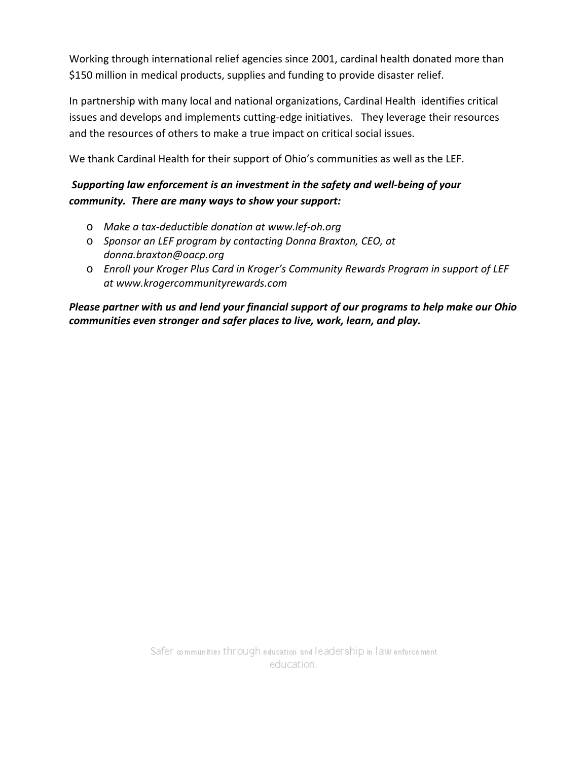Working through international relief agencies since 2001, cardinal health donated more than $150 million in medical products, supplies and funding to provide disaster relief.

In partnership with many local and national organizations, Cardinal Health identifies critical issues and develops and implements cutting-edge initiatives. They leverage their resources and the resources of others to make a true impact on critical social issues.

We thank Cardinal Health for their support of Ohio's communities as well as the LEF.

***Supporting law enforcement is an investment in the safety and well-being of your community. There are many ways to show your support:***

- *Make a tax-deductible donation at www.lef-oh.org*
- *Sponsor an LEF program by contacting Donna Braxton, CEO, at donna.braxton@oacp.org*
- *Enroll your Kroger Plus Card in Kroger's Community Rewards Program in support of LEF at www.krogercommunityrewards.com*

***Please partner with us and lend your financial support of our programs to help make our Ohio communities even stronger and safer places to live, work, learn, and play.***